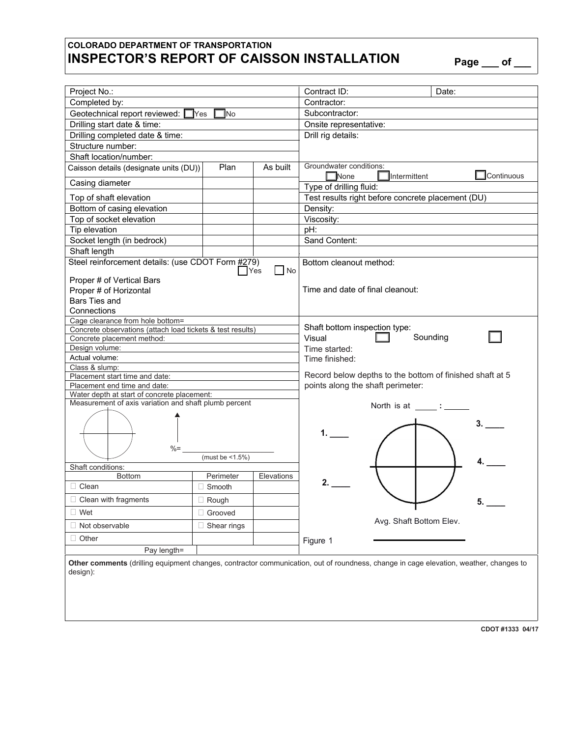**COLORADO DEPARTMENT OF TRANSPORTATION**

# INSPECTOR'S REPORT OF CAISSON INSTALLATION

**Page ___ of ___**

| | | | | |
|---|---|---|---|---|
| Project No.: | | | Contract ID: | Date: |
| Completed by: | | | Contractor: | |
| Geotechnical report reviewed: ☐ Yes ☐ No | | | Subcontractor: | |
| Drilling start date & time: | | | Onsite representative: | |
| Drilling completed date & time: | | | Drill rig details: | |
| Structure number: | | | | |
| Shaft location/number: | | | | |
| Caisson details (designate units (DU)) | Plan | As built | Groundwater conditions: ☐ None ☐ Intermittent ☐ Continuous | |
| Casing diameter | | | Type of drilling fluid: | |
| Top of shaft elevation | | | Test results right before concrete placement (DU) | |
| Bottom of casing elevation | | | Density: | |
| Top of socket elevation | | | Viscosity: | |
| Tip elevation | | | pH: | |
| Socket length (in bedrock) | | | Sand Content: | |
| Shaft length | | | | |

| | |
|---|---|
| Steel reinforcement details: (use CDOT Form #279) ☐ Yes ☐ No<br>Proper # of Vertical Bars<br>Proper # of Horizontal Bars Ties and Connections | Bottom cleanout method:<br><br>Time and date of final cleanout: |
| Cage clearance from hole bottom= | Shaft bottom inspection type: |
| Concrete observations (attach load tickets & test results) | Visual ☐ Sounding ☐ |
| Concrete placement method: | Time started: |
| Design volume: | Time finished: |
| Actual volume: | |
| Class & slump: | Record below depths to the bottom of finished shaft at 5 points along the shaft perimeter: |
| Placement start time and date: | |
| Placement end time and date: | |
| Water depth at start of concrete placement: | |
| Measurement of axis variation and shaft plumb percent<br>%= ____________ (must be <1.5%) | North is at _____ : _____<br>1. ____ 2. ____ 3. ____ 4. ____ 5. ____<br>Avg. Shaft Bottom Elev. ____________<br>Figure 1 |

Shaft conditions:

| Bottom | Perimeter | Elevations |
|---|---|---|
| ☐ Clean | ☐ Smooth | |
| ☐ Clean with fragments | ☐ Rough | |
| ☐ Wet | ☐ Grooved | |
| ☐ Not observable | ☐ Shear rings | |
| ☐ Other | | |
| Pay length= | | |

**Other comments** (drilling equipment changes, contractor communication, out of roundness, change in cage elevation, weather, changes to design):

CDOT #1333 04/17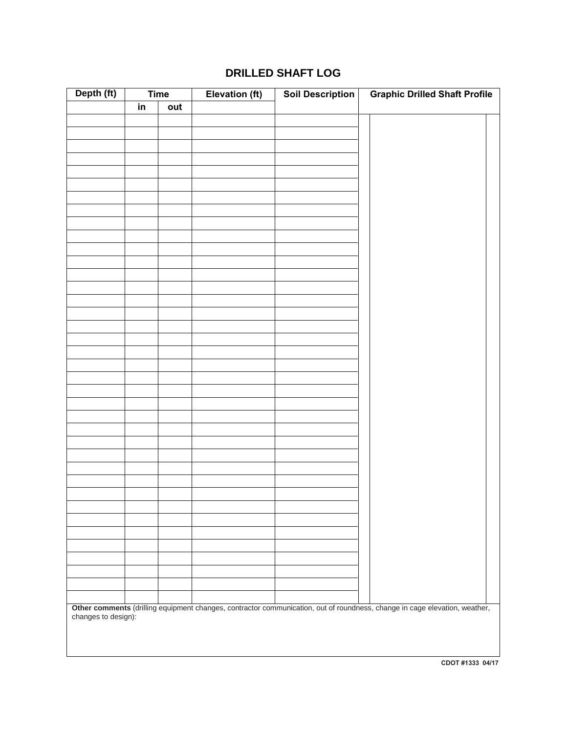# DRILLED SHAFT LOG

| Depth (ft) | Time | | Elevation (ft) | Soil Description | Graphic Drilled Shaft Profile |
|---|---|---|---|---|---|
| | in | out | | | |
| | | | | | |
| | | | | | |
| | | | | | |
| | | | | | |
| | | | | | |
| | | | | | |
| | | | | | |
| | | | | | |
| | | | | | |
| | | | | | |
| | | | | | |
| | | | | | |
| | | | | | |
| | | | | | |
| | | | | | |
| | | | | | |
| | | | | | |
| | | | | | |
| | | | | | |
| | | | | | |
| | | | | | |
| | | | | | |
| | | | | | |
| | | | | | |
| | | | | | |
| | | | | | |
| | | | | | |
| | | | | | |
| | | | | | |
| | | | | | |
| | | | | | |
| | | | | | |
| | | | | | |
| | | | | | |
| | | | | | |
| | | | | | |
| | | | | | |
| | | | | | |

**Other comments** (drilling equipment changes, contractor communication, out of roundness, change in cage elevation, weather, changes to design):

**CDOT #1333 04/17**